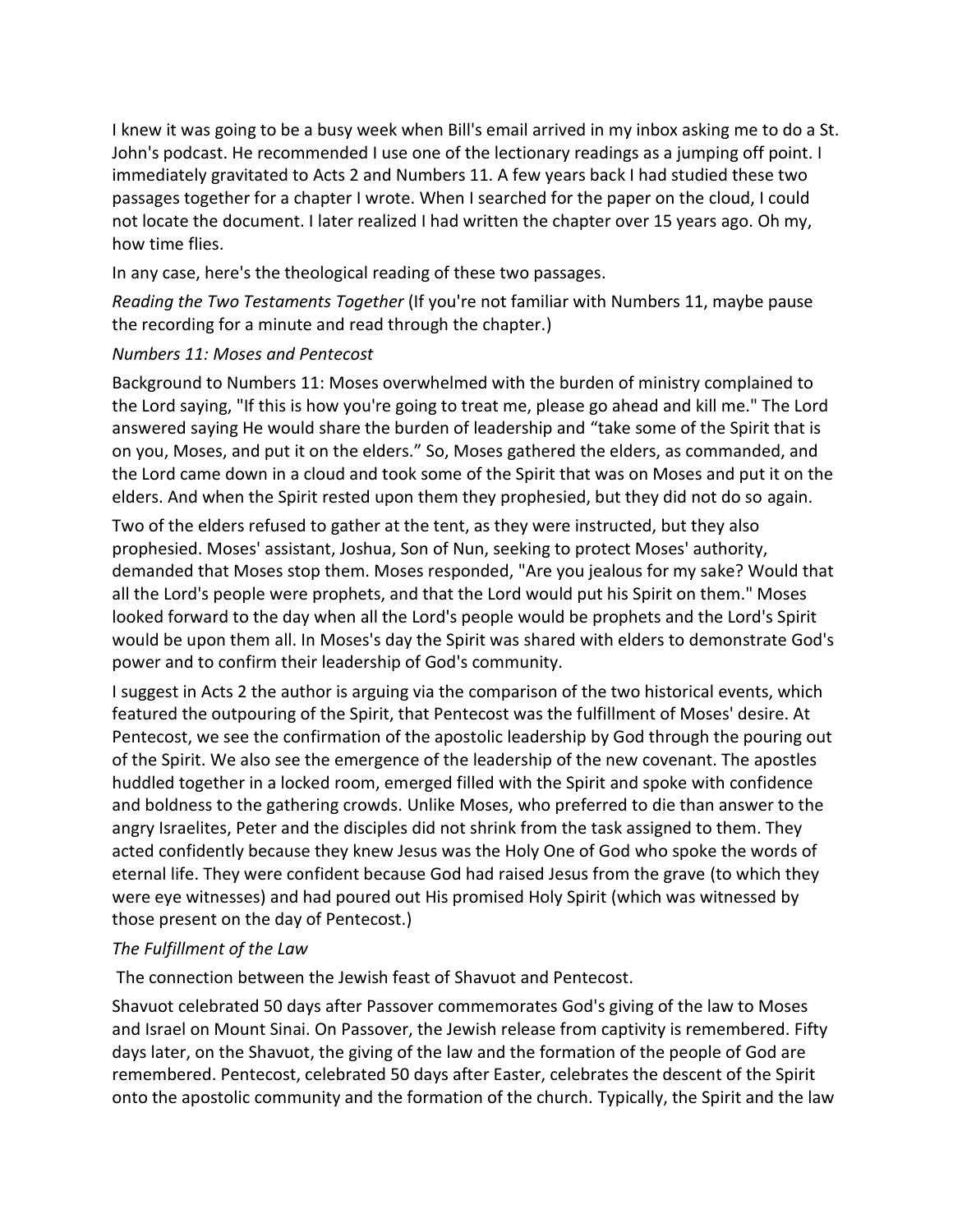I knew it was going to be a busy week when Bill's email arrived in my inbox asking me to do a St. John's podcast. He recommended I use one of the lectionary readings as a jumping off point. I immediately gravitated to Acts 2 and Numbers 11. A few years back I had studied these two passages together for a chapter I wrote. When I searched for the paper on the cloud, I could not locate the document. I later realized I had written the chapter over 15 years ago. Oh my, how time flies.

In any case, here's the theological reading of these two passages.

*Reading the Two Testaments Together* (If you're not familiar with Numbers 11, maybe pause the recording for a minute and read through the chapter.)

*Numbers 11: Moses and Pentecost*

Background to Numbers 11: Moses overwhelmed with the burden of ministry complained to the Lord saying, "If this is how you're going to treat me, please go ahead and kill me." The Lord answered saying He would share the burden of leadership and "take some of the Spirit that is on you, Moses, and put it on the elders." So, Moses gathered the elders, as commanded, and the Lord came down in a cloud and took some of the Spirit that was on Moses and put it on the elders. And when the Spirit rested upon them they prophesied, but they did not do so again.

Two of the elders refused to gather at the tent, as they were instructed, but they also prophesied. Moses' assistant, Joshua, Son of Nun, seeking to protect Moses' authority, demanded that Moses stop them. Moses responded, "Are you jealous for my sake? Would that all the Lord's people were prophets, and that the Lord would put his Spirit on them." Moses looked forward to the day when all the Lord's people would be prophets and the Lord's Spirit would be upon them all. In Moses's day the Spirit was shared with elders to demonstrate God's power and to confirm their leadership of God's community.

I suggest in Acts 2 the author is arguing via the comparison of the two historical events, which featured the outpouring of the Spirit, that Pentecost was the fulfillment of Moses' desire. At Pentecost, we see the confirmation of the apostolic leadership by God through the pouring out of the Spirit. We also see the emergence of the leadership of the new covenant. The apostles huddled together in a locked room, emerged filled with the Spirit and spoke with confidence and boldness to the gathering crowds. Unlike Moses, who preferred to die than answer to the angry Israelites, Peter and the disciples did not shrink from the task assigned to them. They acted confidently because they knew Jesus was the Holy One of God who spoke the words of eternal life. They were confident because God had raised Jesus from the grave (to which they were eye witnesses) and had poured out His promised Holy Spirit (which was witnessed by those present on the day of Pentecost.)

*The Fulfillment of the Law*

The connection between the Jewish feast of Shavuot and Pentecost.

Shavuot celebrated 50 days after Passover commemorates God's giving of the law to Moses and Israel on Mount Sinai. On Passover, the Jewish release from captivity is remembered. Fifty days later, on the Shavuot, the giving of the law and the formation of the people of God are remembered. Pentecost, celebrated 50 days after Easter, celebrates the descent of the Spirit onto the apostolic community and the formation of the church. Typically, the Spirit and the law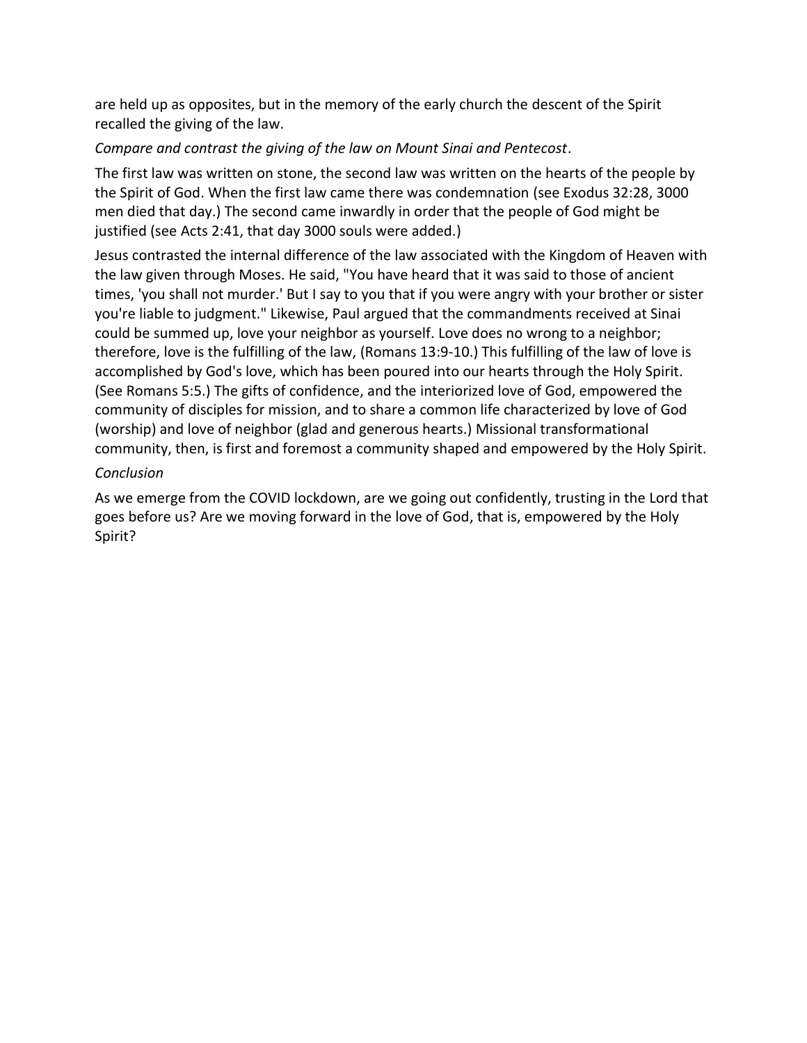are held up as opposites, but in the memory of the early church the descent of the Spirit recalled the giving of the law.

*Compare and contrast the giving of the law on Mount Sinai and Pentecost*.

The first law was written on stone, the second law was written on the hearts of the people by the Spirit of God. When the first law came there was condemnation (see Exodus 32:28, 3000 men died that day.) The second came inwardly in order that the people of God might be justified (see Acts 2:41, that day 3000 souls were added.)

Jesus contrasted the internal difference of the law associated with the Kingdom of Heaven with the law given through Moses. He said, "You have heard that it was said to those of ancient times, 'you shall not murder.' But I say to you that if you were angry with your brother or sister you're liable to judgment." Likewise, Paul argued that the commandments received at Sinai could be summed up, love your neighbor as yourself. Love does no wrong to a neighbor; therefore, love is the fulfilling of the law, (Romans 13:9-10.) This fulfilling of the law of love is accomplished by God's love, which has been poured into our hearts through the Holy Spirit. (See Romans 5:5.) The gifts of confidence, and the interiorized love of God, empowered the community of disciples for mission, and to share a common life characterized by love of God (worship) and love of neighbor (glad and generous hearts.) Missional transformational community, then, is first and foremost a community shaped and empowered by the Holy Spirit.

*Conclusion*

As we emerge from the COVID lockdown, are we going out confidently, trusting in the Lord that goes before us? Are we moving forward in the love of God, that is, empowered by the Holy Spirit?